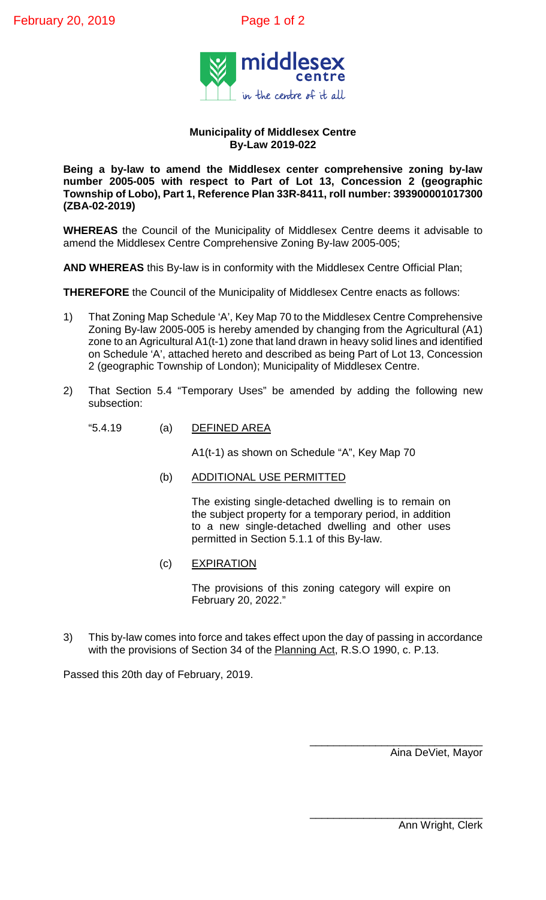**Municipality of Middlesex Centre**
**By-Law 2019-022**

**Being a by-law to amend the Middlesex center comprehensive zoning by-law number 2005-005 with respect to Part of Lot 13, Concession 2 (geographic Township of Lobo), Part 1, Reference Plan 33R-8411, roll number: 393900001017300 (ZBA-02-2019)**

**WHEREAS** the Council of the Municipality of Middlesex Centre deems it advisable to amend the Middlesex Centre Comprehensive Zoning By-law 2005-005;

**AND WHEREAS** this By-law is in conformity with the Middlesex Centre Official Plan;

**THEREFORE** the Council of the Municipality of Middlesex Centre enacts as follows:

1) That Zoning Map Schedule 'A', Key Map 70 to the Middlesex Centre Comprehensive Zoning By-law 2005-005 is hereby amended by changing from the Agricultural (A1) zone to an Agricultural A1(t-1) zone that land drawn in heavy solid lines and identified on Schedule 'A', attached hereto and described as being Part of Lot 13, Concession 2 (geographic Township of London); Municipality of Middlesex Centre.

2) That Section 5.4 "Temporary Uses" be amended by adding the following new subsection:

   "5.4.19 (a) <u>DEFINED AREA</u>

   A1(t-1) as shown on Schedule "A", Key Map 70

   (b) <u>ADDITIONAL USE PERMITTED</u>

   The existing single-detached dwelling is to remain on the subject property for a temporary period, in addition to a new single-detached dwelling and other uses permitted in Section 5.1.1 of this By-law.

   (c) <u>EXPIRATION</u>

   The provisions of this zoning category will expire on February 20, 2022."

3) This by-law comes into force and takes effect upon the day of passing in accordance with the provisions of Section 34 of the <u>Planning Act</u>, R.S.O 1990, c. P.13.

Passed this 20th day of February, 2019.

\_\_\_\_\_\_\_\_\_\_\_\_\_\_\_\_\_\_\_\_\_\_\_\_\_\_\_\_\_\_
Aina DeViet, Mayor

\_\_\_\_\_\_\_\_\_\_\_\_\_\_\_\_\_\_\_\_\_\_\_\_\_\_\_\_\_\_
Ann Wright, Clerk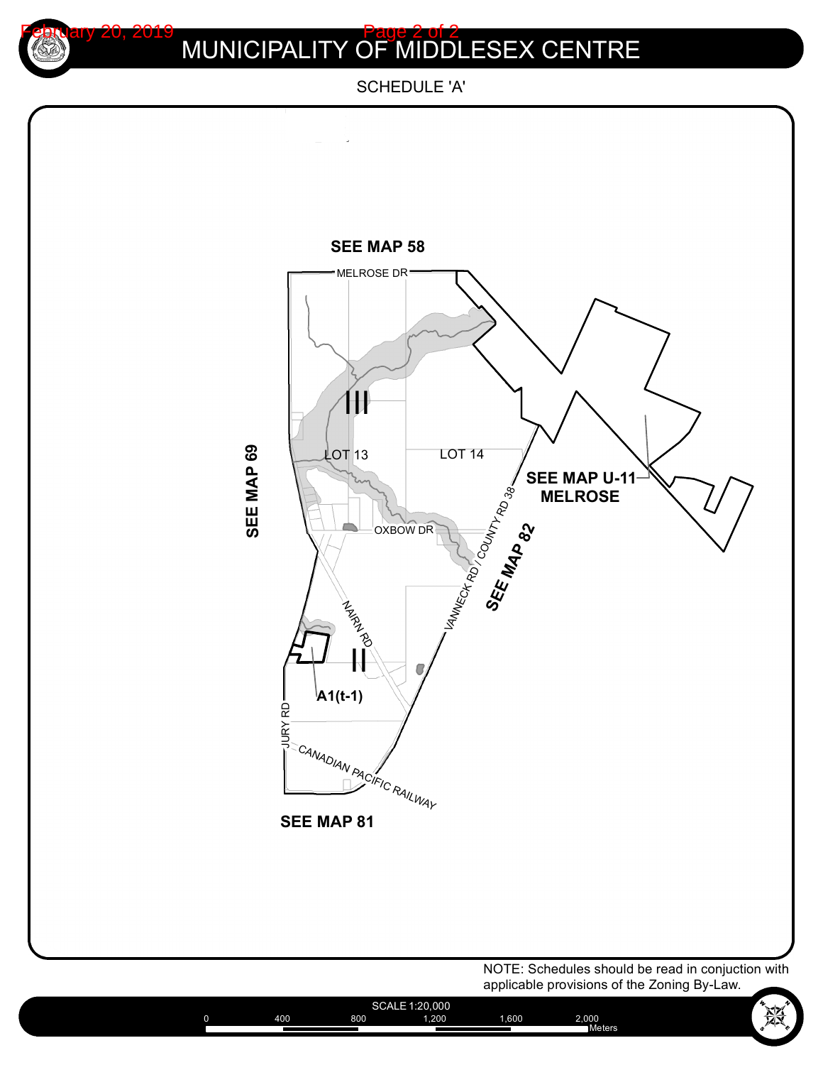# MUNICIPALITY OF MIDDLESEX CENTRE

SCHEDULE 'A'

SEE MAP 58

MELROSE DR

LOT 13

LOT 14

SEE MAP 69

SEE MAP U-11
MELROSE

OXBOW DR

VANNECK RD / COUNTY RD 38

SEE MAP 82

NAIRN RD

A1(t-1)

JURY RD

CANADIAN PACIFIC RAILWAY

SEE MAP 81

NOTE: Schedules should be read in conjuction with applicable provisions of the Zoning By-Law.

SCALE 1:20,000

0 400 800 1,200 1,600 2,000 Meters